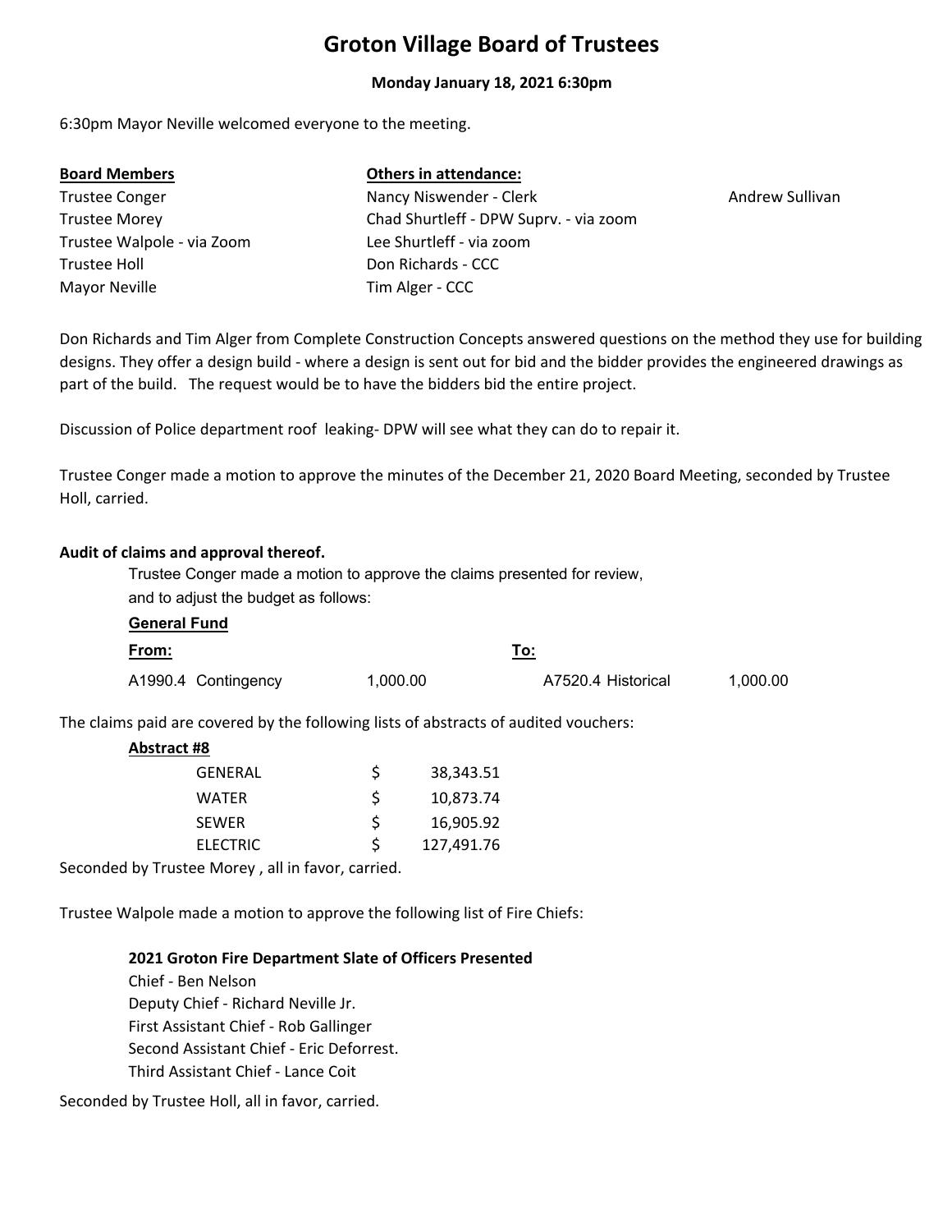# Groton Village Board of Trustees

**Monday January 18, 2021 6:30pm**

6:30pm Mayor Neville welcomed everyone to the meeting.

| **Board Members** | **Others in attendance:** | |
|---|---|---|
| Trustee Conger | Nancy Niswender - Clerk | Andrew Sullivan |
| Trustee Morey | Chad Shurtleff - DPW Suprv. - via zoom | |
| Trustee Walpole - via Zoom | Lee Shurtleff - via zoom | |
| Trustee Holl | Don Richards - CCC | |
| Mayor Neville | Tim Alger - CCC | |

Don Richards and Tim Alger from Complete Construction Concepts answered questions on the method they use for building designs. They offer a design build - where a design is sent out for bid and the bidder provides the engineered drawings as part of the build. The request would be to have the bidders bid the entire project.

Discussion of Police department roof leaking- DPW will see what they can do to repair it.

Trustee Conger made a motion to approve the minutes of the December 21, 2020 Board Meeting, seconded by Trustee Holl, carried.

**Audit of claims and approval thereof.**

Trustee Conger made a motion to approve the claims presented for review, and to adjust the budget as follows:

**General Fund**

| **From:** | | **To:** | |
|---|---|---|---|
| A1990.4 Contingency | 1,000.00 | A7520.4 Historical | 1,000.00 |

The claims paid are covered by the following lists of abstracts of audited vouchers:

**Abstract #8**

| | | |
|---|---|---|
| GENERAL | $ | 38,343.51 |
| WATER | $ | 10,873.74 |
| SEWER | $ | 16,905.92 |
| ELECTRIC | $ | 127,491.76 |

Seconded by Trustee Morey , all in favor, carried.

Trustee Walpole made a motion to approve the following list of Fire Chiefs:

**2021 Groton Fire Department Slate of Officers Presented**

Chief - Ben Nelson
Deputy Chief - Richard Neville Jr.
First Assistant Chief - Rob Gallinger
Second Assistant Chief - Eric Deforrest.
Third Assistant Chief - Lance Coit

Seconded by Trustee Holl, all in favor, carried.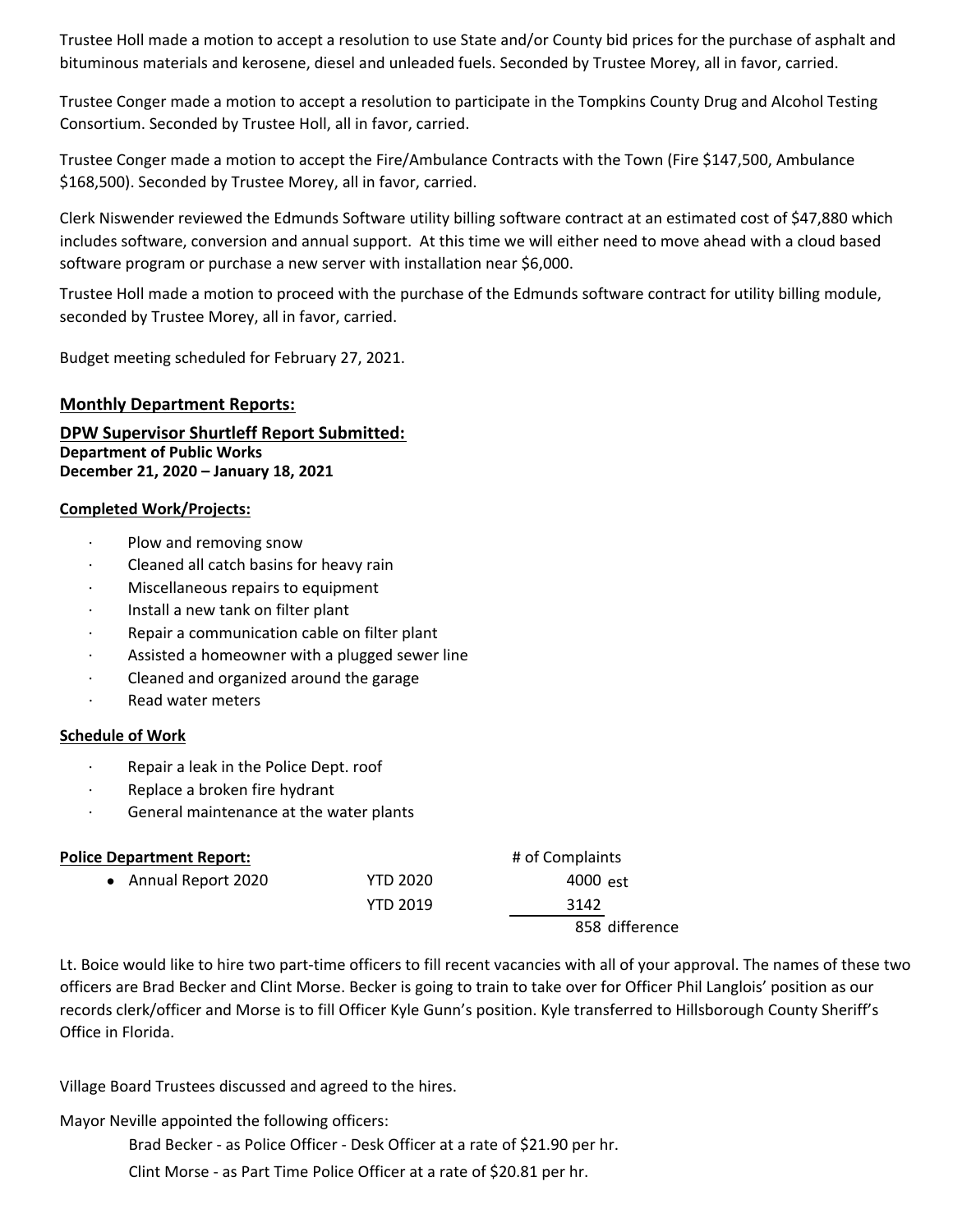Trustee Holl made a motion to accept a resolution to use State and/or County bid prices for the purchase of asphalt and bituminous materials and kerosene, diesel and unleaded fuels. Seconded by Trustee Morey, all in favor, carried.

Trustee Conger made a motion to accept a resolution to participate in the Tompkins County Drug and Alcohol Testing Consortium. Seconded by Trustee Holl, all in favor, carried.

Trustee Conger made a motion to accept the Fire/Ambulance Contracts with the Town (Fire $147,500, Ambulance $168,500). Seconded by Trustee Morey, all in favor, carried.

Clerk Niswender reviewed the Edmunds Software utility billing software contract at an estimated cost of $47,880 which includes software, conversion and annual support. At this time we will either need to move ahead with a cloud based software program or purchase a new server with installation near $6,000.

Trustee Holl made a motion to proceed with the purchase of the Edmunds software contract for utility billing module, seconded by Trustee Morey, all in favor, carried.

Budget meeting scheduled for February 27, 2021.

## Monthly Department Reports:

### DPW Supervisor Shurtleff Report Submitted:

**Department of Public Works**
**December 21, 2020 – January 18, 2021**

**Completed Work/Projects:**

- Plow and removing snow
- Cleaned all catch basins for heavy rain
- Miscellaneous repairs to equipment
- Install a new tank on filter plant
- Repair a communication cable on filter plant
- Assisted a homeowner with a plugged sewer line
- Cleaned and organized around the garage
- Read water meters

**Schedule of Work**

- Repair a leak in the Police Dept. roof
- Replace a broken fire hydrant
- General maintenance at the water plants

**Police Department Report:**

| | | # of Complaints |
|---|---|---|
| • Annual Report 2020 | YTD 2020 | 4000 est |
| | YTD 2019 | 3142 |
| | | 858 difference |

Lt. Boice would like to hire two part-time officers to fill recent vacancies with all of your approval. The names of these two officers are Brad Becker and Clint Morse. Becker is going to train to take over for Officer Phil Langlois' position as our records clerk/officer and Morse is to fill Officer Kyle Gunn's position. Kyle transferred to Hillsborough County Sheriff's Office in Florida.

Village Board Trustees discussed and agreed to the hires.

Mayor Neville appointed the following officers:

Brad Becker - as Police Officer - Desk Officer at a rate of $21.90 per hr.

Clint Morse - as Part Time Police Officer at a rate of $20.81 per hr.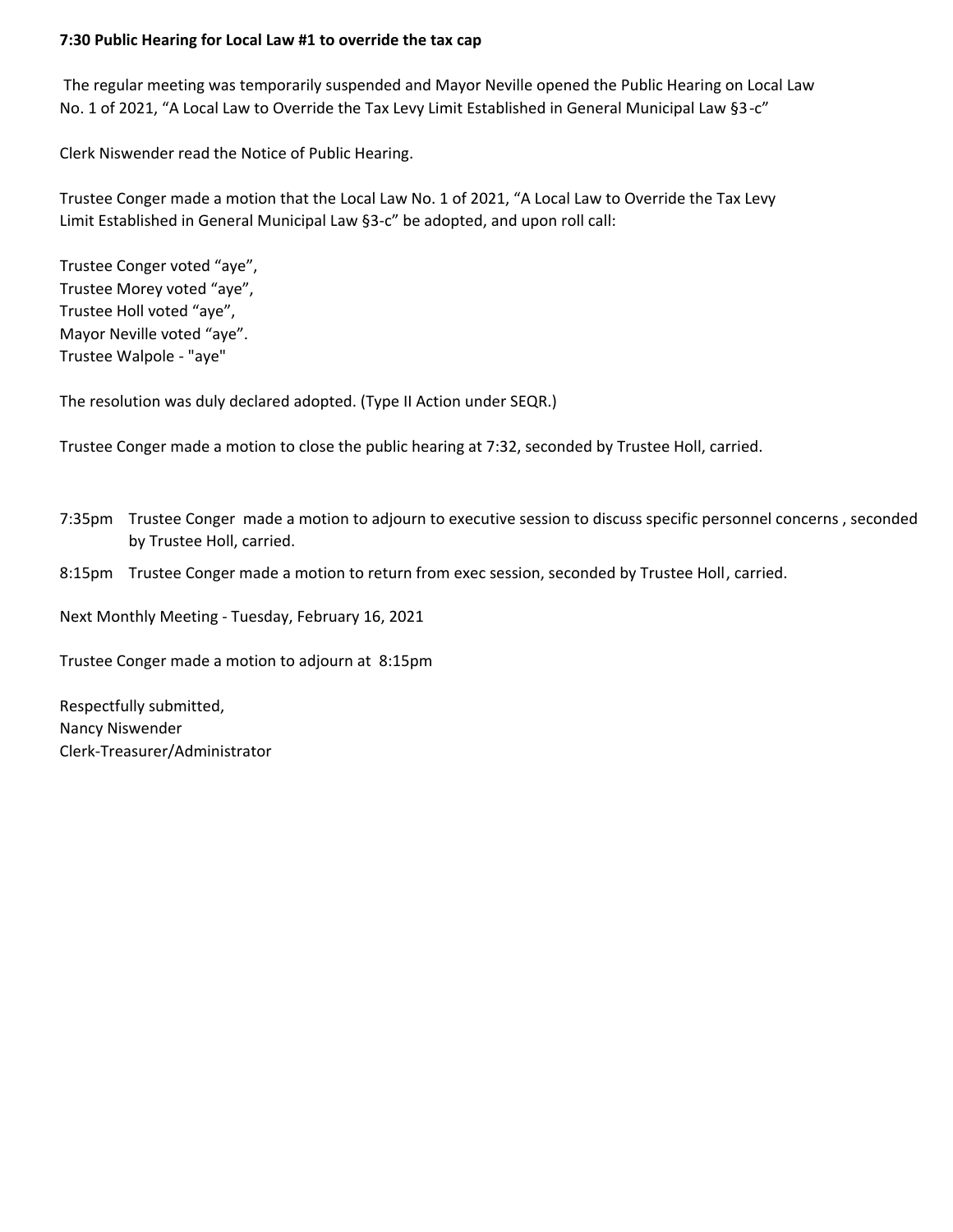**7:30 Public Hearing for Local Law #1 to override the tax cap**

The regular meeting was temporarily suspended and Mayor Neville opened the Public Hearing on Local Law No. 1 of 2021, "A Local Law to Override the Tax Levy Limit Established in General Municipal Law §3-c"

Clerk Niswender read the Notice of Public Hearing.

Trustee Conger made a motion that the Local Law No. 1 of 2021, "A Local Law to Override the Tax Levy Limit Established in General Municipal Law §3-c" be adopted, and upon roll call:

Trustee Conger voted "aye",
Trustee Morey voted "aye",
Trustee Holl voted "aye",
Mayor Neville voted "aye".
Trustee Walpole - "aye"

The resolution was duly declared adopted. (Type II Action under SEQR.)

Trustee Conger made a motion to close the public hearing at 7:32, seconded by Trustee Holl, carried.

7:35pm Trustee Conger made a motion to adjourn to executive session to discuss specific personnel concerns , seconded by Trustee Holl, carried.

8:15pm Trustee Conger made a motion to return from exec session, seconded by Trustee Holl, carried.

Next Monthly Meeting - Tuesday, February 16, 2021

Trustee Conger made a motion to adjourn at 8:15pm

Respectfully submitted,
Nancy Niswender
Clerk-Treasurer/Administrator